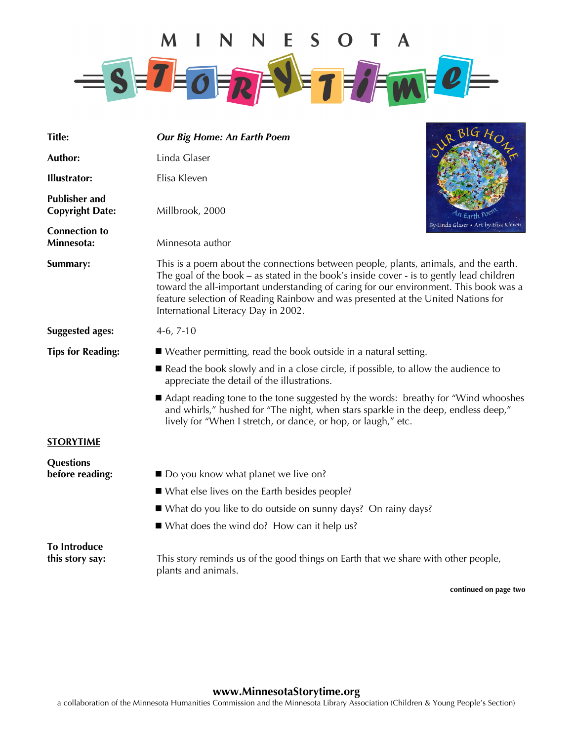# MINNESOTA STORYTIME

**Title:** ***Our Big Home: An Earth Poem***

**Author:** Linda Glaser

**Illustrator:** Elisa Kleven

**Publisher and Copyright Date:** Millbrook, 2000

**Connection to Minnesota:** Minnesota author

**Summary:** This is a poem about the connections between people, plants, animals, and the earth. The goal of the book – as stated in the book's inside cover - is to gently lead children toward the all-important understanding of caring for our environment. This book was a feature selection of Reading Rainbow and was presented at the United Nations for International Literacy Day in 2002.

**Suggested ages:** 4-6, 7-10

**Tips for Reading:**

- Weather permitting, read the book outside in a natural setting.
- Read the book slowly and in a close circle, if possible, to allow the audience to appreciate the detail of the illustrations.
- Adapt reading tone to the tone suggested by the words: breathy for "Wind whooshes and whirls," hushed for "The night, when stars sparkle in the deep, endless deep," lively for "When I stretch, or dance, or hop, or laugh," etc.

## STORYTIME

**Questions before reading:**

- Do you know what planet we live on?
- What else lives on the Earth besides people?
- What do you like to do outside on sunny days? On rainy days?
- What does the wind do? How can it help us?

**To Introduce this story say:** This story reminds us of the good things on Earth that we share with other people, plants and animals.

**continued on page two**

**www.MinnesotaStorytime.org**
a collaboration of the Minnesota Humanities Commission and the Minnesota Library Association (Children & Young People's Section)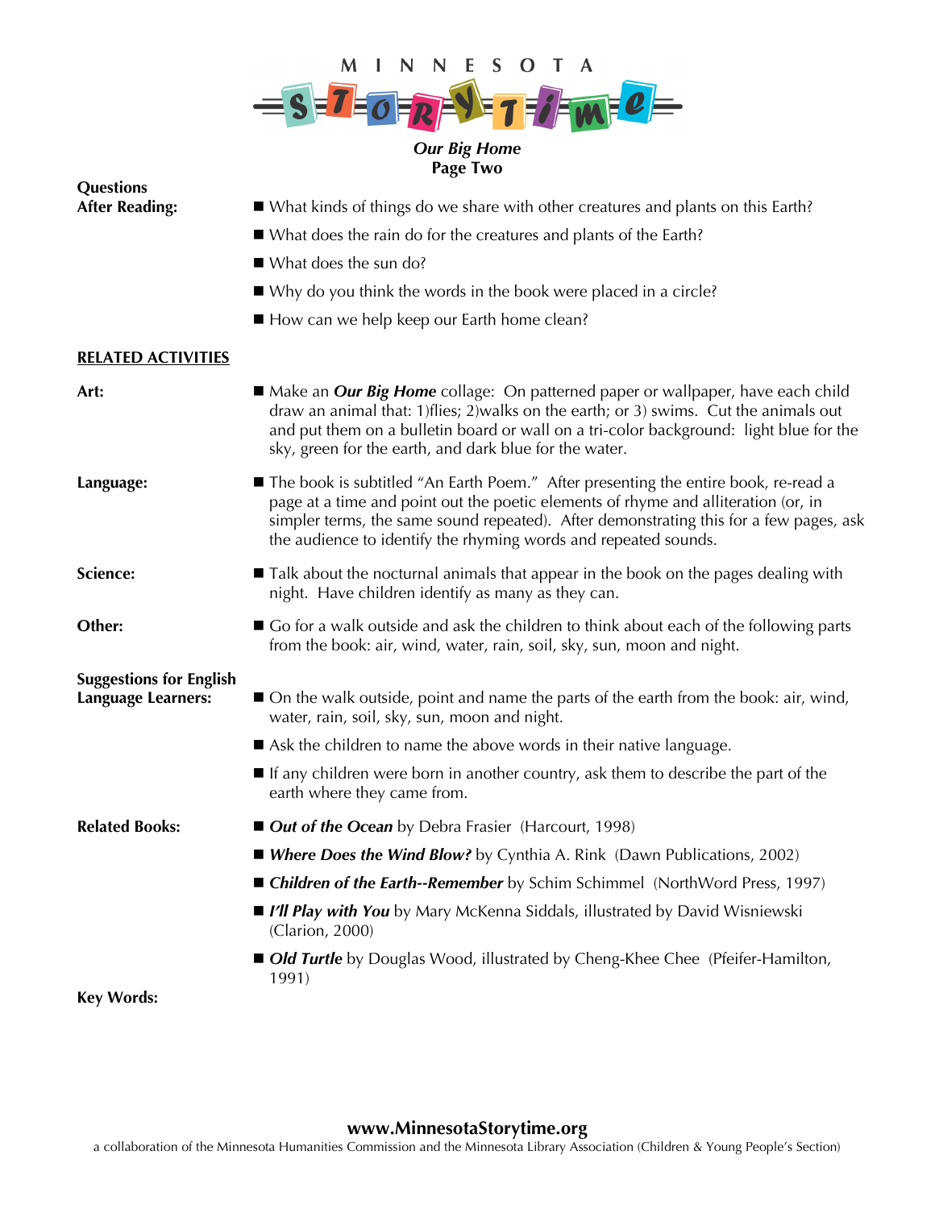MINNESOTA STORYTIME

***Our Big Home***
**Page Two**

**Questions After Reading:**

- What kinds of things do we share with other creatures and plants on this Earth?
- What does the rain do for the creatures and plants of the Earth?
- What does the sun do?
- Why do you think the words in the book were placed in a circle?
- How can we help keep our Earth home clean?

## RELATED ACTIVITIES

**Art:**

- Make an ***Our Big Home*** collage: On patterned paper or wallpaper, have each child draw an animal that: 1)flies; 2)walks on the earth; or 3) swims. Cut the animals out and put them on a bulletin board or wall on a tri-color background: light blue for the sky, green for the earth, and dark blue for the water.

**Language:**

- The book is subtitled "An Earth Poem." After presenting the entire book, re-read a page at a time and point out the poetic elements of rhyme and alliteration (or, in simpler terms, the same sound repeated). After demonstrating this for a few pages, ask the audience to identify the rhyming words and repeated sounds.

**Science:**

- Talk about the nocturnal animals that appear in the book on the pages dealing with night. Have children identify as many as they can.

**Other:**

- Go for a walk outside and ask the children to think about each of the following parts from the book: air, wind, water, rain, soil, sky, sun, moon and night.

**Suggestions for English Language Learners:**

- On the walk outside, point and name the parts of the earth from the book: air, wind, water, rain, soil, sky, sun, moon and night.
- Ask the children to name the above words in their native language.
- If any children were born in another country, ask them to describe the part of the earth where they came from.

**Related Books:**

- ***Out of the Ocean*** by Debra Frasier (Harcourt, 1998)
- ***Where Does the Wind Blow?*** by Cynthia A. Rink (Dawn Publications, 2002)
- ***Children of the Earth--Remember*** by Schim Schimmel (NorthWord Press, 1997)
- ***I'll Play with You*** by Mary McKenna Siddals, illustrated by David Wisniewski (Clarion, 2000)
- ***Old Turtle*** by Douglas Wood, illustrated by Cheng-Khee Chee (Pfeifer-Hamilton, 1991)

**Key Words:**

**www.MinnesotaStorytime.org**
a collaboration of the Minnesota Humanities Commission and the Minnesota Library Association (Children & Young People's Section)